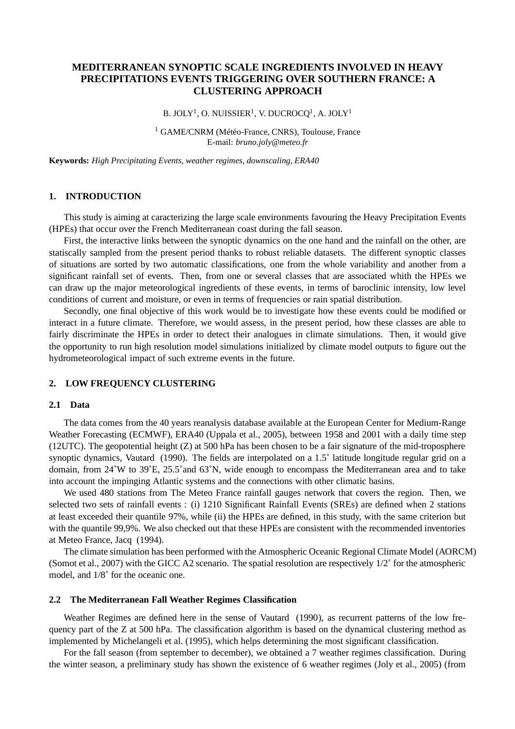# MEDITERRANEAN SYNOPTIC SCALE INGREDIENTS INVOLVED IN HEAVY PRECIPITATIONS EVENTS TRIGGERING OVER SOUTHERN FRANCE: A CLUSTERING APPROACH

B. JOLY[1], O. NUISSIER[1], V. DUCROCQ[1], A. JOLY[1]

[1] GAME/CNRM (Météo-France, CNRS), Toulouse, France
E-mail: *bruno.joly@meteo.fr*

**Keywords:** *High Precipitating Events, weather regimes, downscaling, ERA40*

## 1. INTRODUCTION

This study is aiming at caracterizing the large scale environments favouring the Heavy Precipitation Events (HPEs) that occur over the French Mediterranean coast during the fall season.

First, the interactive links between the synoptic dynamics on the one hand and the rainfall on the other, are staticaslly sampled from the present period thanks to robust reliable datasets. The different synoptic classes of situations are sorted by two automatic classifications, one from the whole variability and another from a significant rainfall set of events. Then, from one or several classes that are associated whith the HPEs we can draw up the major meteorological ingredients of these events, in terms of baroclinic intensity, low level conditions of current and moisture, or even in terms of frequencies or rain spatial distribution.

Secondly, one final objective of this work would be to investigate how these events could be modified or interact in a future climate. Therefore, we would assess, in the present period, how these classes are able to fairly discriminate the HPEs in order to detect their analogues in climate simulations. Then, it would give the opportunity to run high resolution model simulations initialized by climate model outputs to figure out the hydrometeorological impact of such extreme events in the future.

## 2. LOW FREQUENCY CLUSTERING

### 2.1 Data

The data comes from the 40 years reanalysis database available at the European Center for Medium-Range Weather Forecasting (ECMWF), ERA40 (Uppala et al., 2005), between 1958 and 2001 with a daily time step (12UTC). The geopotential height (Z) at 500 hPa has been chosen to be a fair signature of the mid-troposphere synoptic dynamics, Vautard (1990). The fields are interpolated on a 1.5˚ latitude longitude regular grid on a domain, from 24˚W to 39˚E, 25.5˚and 63˚N, wide enough to encompass the Mediterranean area and to take into account the impinging Atlantic systems and the connections with other climatic basins.

We used 480 stations from The Meteo France rainfall gauges network that covers the region. Then, we selected two sets of rainfall events : (i) 1210 Significant Rainfall Events (SREs) are defined when 2 stations at least exceeded their quantile 97%, while (ii) the HPEs are defined, in this study, with the same criterion but with the quantile 99,9%. We also checked out that these HPEs are consistent with the recommended inventories at Meteo France, Jacq (1994).

The climate simulation has been performed with the Atmospheric Oceanic Regional Climate Model (AORCM) (Somot et al., 2007) with the GICC A2 scenario. The spatial resolution are respectively 1/2˚ for the atmospheric model, and 1/8˚ for the oceanic one.

### 2.2 The Mediterranean Fall Weather Regimes Classification

Weather Regimes are defined here in the sense of Vautard (1990), as recurrent patterns of the low frequency part of the Z at 500 hPa. The classification algorithm is based on the dynamical clustering method as implemented by Michelangeli et al. (1995), which helps determining the most significant classification.

For the fall season (from september to december), we obtained a 7 weather regimes classification. During the winter season, a preliminary study has shown the existence of 6 weather regimes (Joly et al., 2005) (from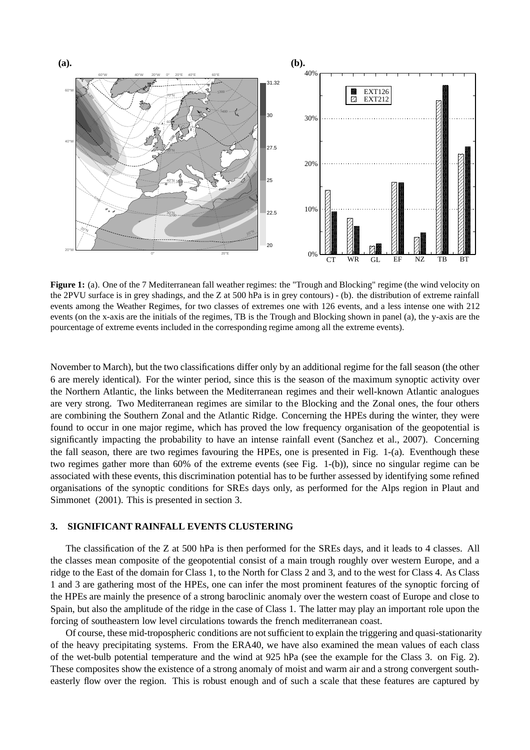**Figure 1:** (a). One of the 7 Mediterranean fall weather regimes: the "Trough and Blocking" regime (the wind velocity on the 2PVU surface is in grey shadings, and the Z at 500 hPa is in grey contours) - (b). the distribution of extreme rainfall events among the Weather Regimes, for two classes of extremes one with 126 events, and a less intense one with 212 events (on the x-axis are the initials of the regimes, TB is the Trough and Blocking shown in panel (a), the y-axis are the pourcentage of extreme events included in the corresponding regime among all the extreme events).

November to March), but the two classifications differ only by an additional regime for the fall season (the other 6 are merely identical). For the winter period, since this is the season of the maximum synoptic activity over the Northern Atlantic, the links between the Mediterranean regimes and their well-known Atlantic analogues are very strong. Two Mediterranean regimes are similar to the Blocking and the Zonal ones, the four others are combining the Southern Zonal and the Atlantic Ridge. Concerning the HPEs during the winter, they were found to occur in one major regime, which has proved the low frequency organisation of the geopotential is significantly impacting the probability to have an intense rainfall event (Sanchez et al., 2007). Concerning the fall season, there are two regimes favouring the HPEs, one is presented in Fig. 1-(a). Eventhough these two regimes gather more than 60% of the extreme events (see Fig. 1-(b)), since no singular regime can be associated with these events, this discrimination potential has to be further assessed by identifying some refined organisations of the synoptic conditions for SREs days only, as performed for the Alps region in Plaut and Simmonet (2001). This is presented in section 3.

## 3. SIGNIFICANT RAINFALL EVENTS CLUSTERING

The classification of the Z at 500 hPa is then performed for the SREs days, and it leads to 4 classes. All the classes mean composite of the geopotential consist of a main trough roughly over western Europe, and a ridge to the East of the domain for Class 1, to the North for Class 2 and 3, and to the west for Class 4. As Class 1 and 3 are gathering most of the HPEs, one can infer the most prominent features of the synoptic forcing of the HPEs are mainly the presence of a strong baroclinic anomaly over the western coast of Europe and close to Spain, but also the amplitude of the ridge in the case of Class 1. The latter may play an important role upon the forcing of southeastern low level circulations towards the french mediterranean coast.

Of course, these mid-tropospheric conditions are not sufficient to explain the triggering and quasi-stationarity of the heavy precipitating systems. From the ERA40, we have also examined the mean values of each class of the wet-bulb potential temperature and the wind at 925 hPa (see the example for the Class 3. on Fig. 2). These composites show the existence of a strong anomaly of moist and warm air and a strong convergent south-easterly flow over the region. This is robust enough and of such a scale that these features are captured by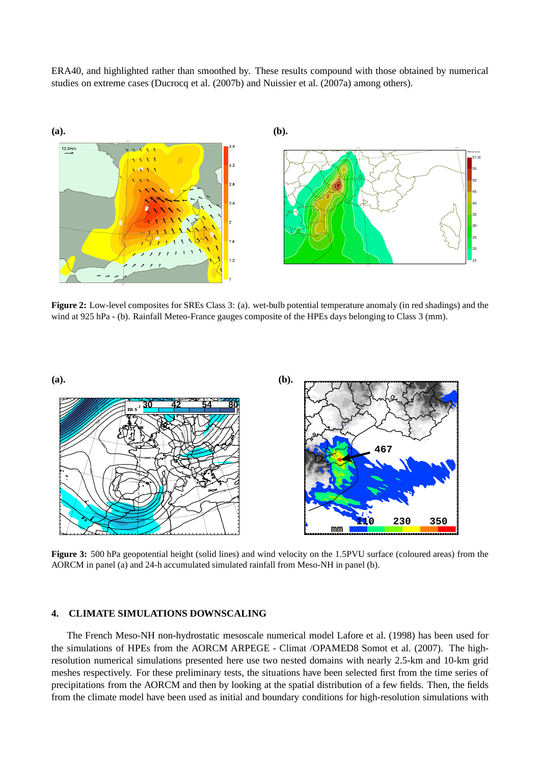ERA40, and highlighted rather than smoothed by. These results compound with those obtained by numerical studies on extreme cases (Ducrocq et al. (2007b) and Nuissier et al. (2007a) among others).

**Figure 2:** Low-level composites for SREs Class 3: (a). wet-bulb potential temperature anomaly (in red shadings) and the wind at 925 hPa - (b). Rainfall Meteo-France gauges composite of the HPEs days belonging to Class 3 (mm).

**Figure 3:** 500 hPa geopotential height (solid lines) and wind velocity on the 1.5PVU surface (coloured areas) from the AORCM in panel (a) and 24-h accumulated simulated rainfall from Meso-NH in panel (b).

## 4. CLIMATE SIMULATIONS DOWNSCALING

The French Meso-NH non-hydrostatic mesoscale numerical model Lafore et al. (1998) has been used for the simulations of HPEs from the AORCM ARPEGE - Climat /OPAMED8 Somot et al. (2007). The high-resolution numerical simulations presented here use two nested domains with nearly 2.5-km and 10-km grid meshes respectively. For these preliminary tests, the situations have been selected first from the time series of precipitations from the AORCM and then by looking at the spatial distribution of a few fields. Then, the fields from the climate model have been used as initial and boundary conditions for high-resolution simulations with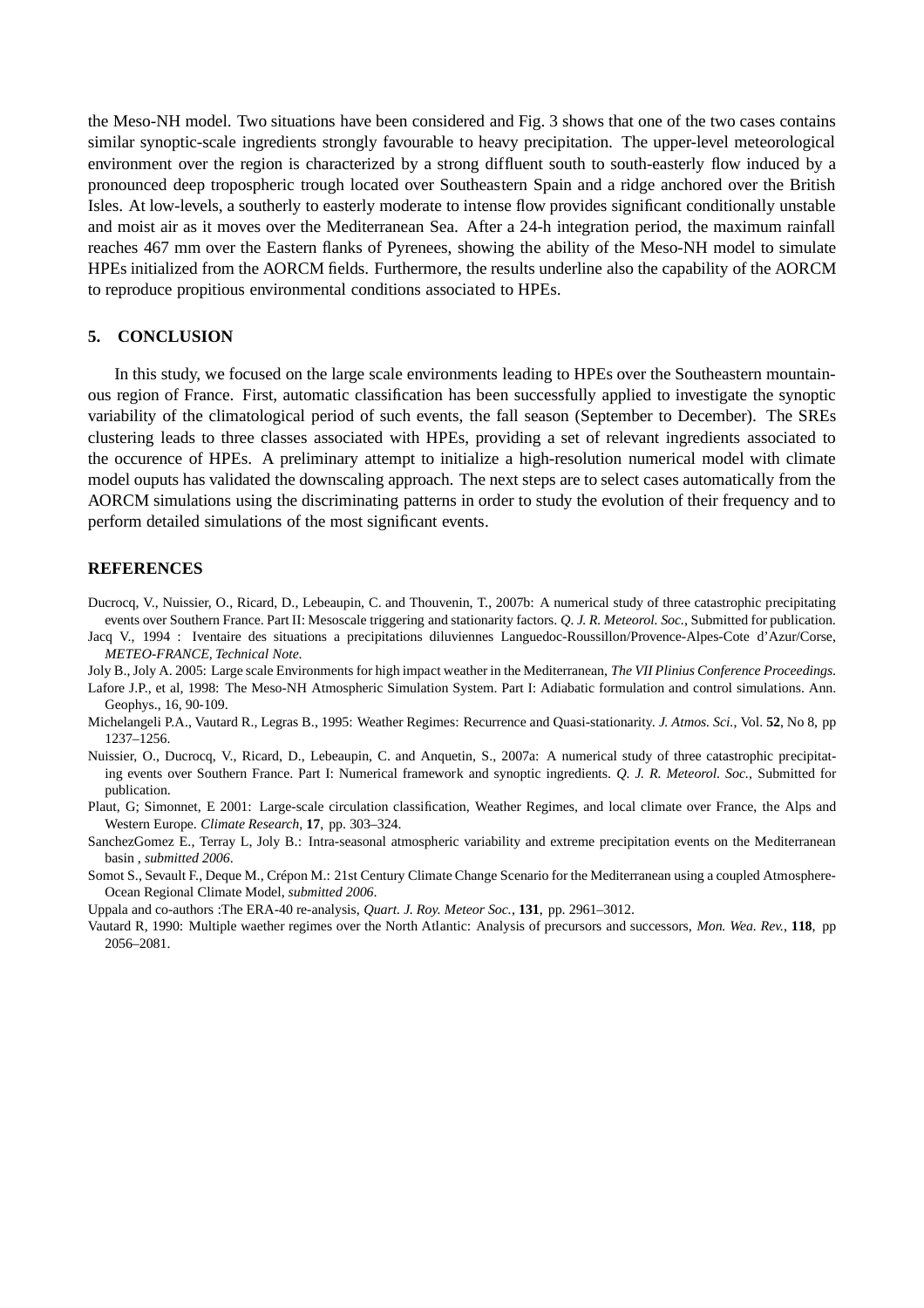the Meso-NH model. Two situations have been considered and Fig. 3 shows that one of the two cases contains similar synoptic-scale ingredients strongly favourable to heavy precipitation. The upper-level meteorological environment over the region is characterized by a strong diffluent south to south-easterly flow induced by a pronounced deep tropospheric trough located over Southeastern Spain and a ridge anchored over the British Isles. At low-levels, a southerly to easterly moderate to intense flow provides significant conditionally unstable and moist air as it moves over the Mediterranean Sea. After a 24-h integration period, the maximum rainfall reaches 467 mm over the Eastern flanks of Pyrenees, showing the ability of the Meso-NH model to simulate HPEs initialized from the AORCM fields. Furthermore, the results underline also the capability of the AORCM to reproduce propitious environmental conditions associated to HPEs.

## 5. CONCLUSION

In this study, we focused on the large scale environments leading to HPEs over the Southeastern mountainous region of France. First, automatic classification has been successfully applied to investigate the synoptic variability of the climatological period of such events, the fall season (September to December). The SREs clustering leads to three classes associated with HPEs, providing a set of relevant ingredients associated to the occurence of HPEs. A preliminary attempt to initialize a high-resolution numerical model with climate model ouputs has validated the downscaling approach. The next steps are to select cases automatically from the AORCM simulations using the discriminating patterns in order to study the evolution of their frequency and to perform detailed simulations of the most significant events.

## REFERENCES

Ducrocq, V., Nuissier, O., Ricard, D., Lebeaupin, C. and Thouvenin, T., 2007b: A numerical study of three catastrophic precipitating events over Southern France. Part II: Mesoscale triggering and stationarity factors. *Q. J. R. Meteorol. Soc.*, Submitted for publication.

Jacq V., 1994 : Iventaire des situations a precipitations diluviennes Languedoc-Roussillon/Provence-Alpes-Cote d'Azur/Corse, *METEO-FRANCE, Technical Note.*

Joly B., Joly A. 2005: Large scale Environments for high impact weather in the Mediterranean, *The VII Plinius Conference Proceedings*.

Lafore J.P., et al, 1998: The Meso-NH Atmospheric Simulation System. Part I: Adiabatic formulation and control simulations. Ann. Geophys., 16, 90-109.

Michelangeli P.A., Vautard R., Legras B., 1995: Weather Regimes: Recurrence and Quasi-stationarity. *J. Atmos. Sci.*, Vol. **52**, No 8, pp 1237–1256.

Nuissier, O., Ducrocq, V., Ricard, D., Lebeaupin, C. and Anquetin, S., 2007a: A numerical study of three catastrophic precipitating events over Southern France. Part I: Numerical framework and synoptic ingredients. *Q. J. R. Meteorol. Soc.*, Submitted for publication.

Plaut, G; Simonnet, E 2001: Large-scale circulation classification, Weather Regimes, and local climate over France, the Alps and Western Europe. *Climate Research*, **17**, pp. 303–324.

SanchezGomez E., Terray L, Joly B.: Intra-seasonal atmospheric variability and extreme precipitation events on the Mediterranean basin , *submitted 2006*.

Somot S., Sevault F., Deque M., Crépon M.: 21st Century Climate Change Scenario for the Mediterranean using a coupled Atmosphere-Ocean Regional Climate Model, *submitted 2006*.

Uppala and co-authors :The ERA-40 re-analysis, *Quart. J. Roy. Meteor Soc.*, **131**, pp. 2961–3012.

Vautard R, 1990: Multiple waether regimes over the North Atlantic: Analysis of precursors and successors, *Mon. Wea. Rev.*, **118**, pp 2056–2081.